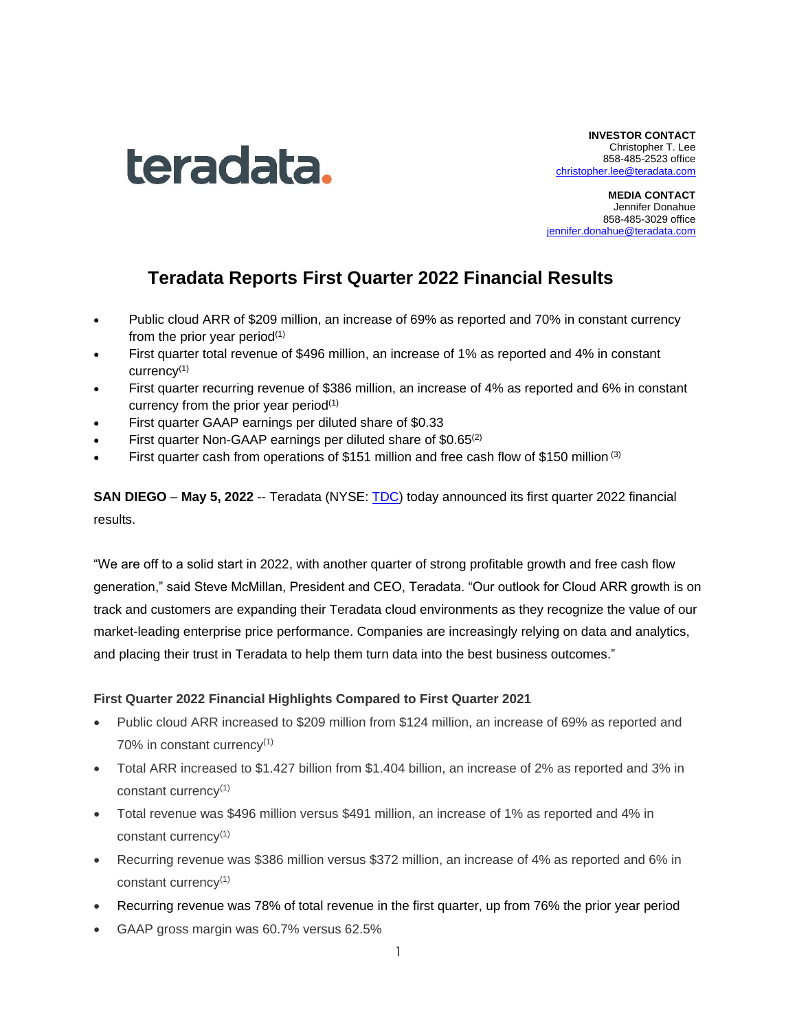teradata.

**INVESTOR CONTACT**
Christopher T. Lee
858-485-2523 office
christopher.lee@teradata.com

**MEDIA CONTACT**
Jennifer Donahue
858-485-3029 office
jennifer.donahue@teradata.com

# Teradata Reports First Quarter 2022 Financial Results

- Public cloud ARR of $209 million, an increase of 69% as reported and 70% in constant currency from the prior year period(1)
- First quarter total revenue of $496 million, an increase of 1% as reported and 4% in constant currency(1)
- First quarter recurring revenue of $386 million, an increase of 4% as reported and 6% in constant currency from the prior year period(1)
- First quarter GAAP earnings per diluted share of $0.33
- First quarter Non-GAAP earnings per diluted share of $0.65(2)
- First quarter cash from operations of $151 million and free cash flow of $150 million (3)

**SAN DIEGO** – **May 5, 2022** -- Teradata (NYSE: TDC) today announced its first quarter 2022 financial results.

"We are off to a solid start in 2022, with another quarter of strong profitable growth and free cash flow generation," said Steve McMillan, President and CEO, Teradata. "Our outlook for Cloud ARR growth is on track and customers are expanding their Teradata cloud environments as they recognize the value of our market-leading enterprise price performance. Companies are increasingly relying on data and analytics, and placing their trust in Teradata to help them turn data into the best business outcomes."

### First Quarter 2022 Financial Highlights Compared to First Quarter 2021

- Public cloud ARR increased to $209 million from $124 million, an increase of 69% as reported and 70% in constant currency(1)
- Total ARR increased to $1.427 billion from $1.404 billion, an increase of 2% as reported and 3% in constant currency(1)
- Total revenue was $496 million versus $491 million, an increase of 1% as reported and 4% in constant currency(1)
- Recurring revenue was $386 million versus $372 million, an increase of 4% as reported and 6% in constant currency(1)
- Recurring revenue was 78% of total revenue in the first quarter, up from 76% the prior year period
- GAAP gross margin was 60.7% versus 62.5%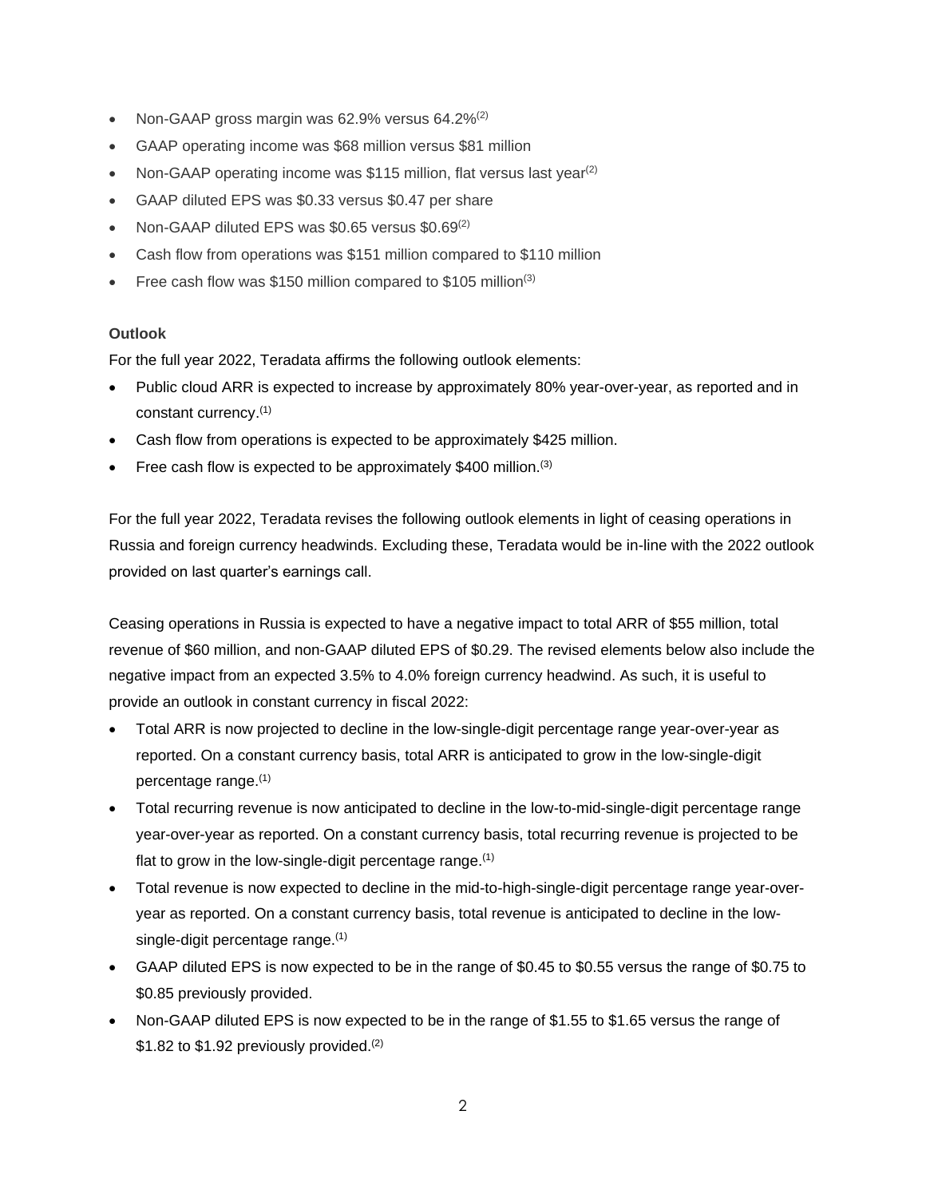- Non-GAAP gross margin was 62.9% versus 64.2%(2)
- GAAP operating income was $68 million versus $81 million
- Non-GAAP operating income was $115 million, flat versus last year(2)
- GAAP diluted EPS was $0.33 versus $0.47 per share
- Non-GAAP diluted EPS was $0.65 versus $0.69(2)
- Cash flow from operations was $151 million compared to $110 million
- Free cash flow was $150 million compared to $105 million(3)

**Outlook**

For the full year 2022, Teradata affirms the following outlook elements:

- Public cloud ARR is expected to increase by approximately 80% year-over-year, as reported and in constant currency.(1)
- Cash flow from operations is expected to be approximately $425 million.
- Free cash flow is expected to be approximately $400 million.(3)

For the full year 2022, Teradata revises the following outlook elements in light of ceasing operations in Russia and foreign currency headwinds. Excluding these, Teradata would be in-line with the 2022 outlook provided on last quarter's earnings call.

Ceasing operations in Russia is expected to have a negative impact to total ARR of $55 million, total revenue of $60 million, and non-GAAP diluted EPS of $0.29. The revised elements below also include the negative impact from an expected 3.5% to 4.0% foreign currency headwind. As such, it is useful to provide an outlook in constant currency in fiscal 2022:

- Total ARR is now projected to decline in the low-single-digit percentage range year-over-year as reported. On a constant currency basis, total ARR is anticipated to grow in the low-single-digit percentage range.(1)
- Total recurring revenue is now anticipated to decline in the low-to-mid-single-digit percentage range year-over-year as reported. On a constant currency basis, total recurring revenue is projected to be flat to grow in the low-single-digit percentage range.(1)
- Total revenue is now expected to decline in the mid-to-high-single-digit percentage range year-over-year as reported. On a constant currency basis, total revenue is anticipated to decline in the low-single-digit percentage range.(1)
- GAAP diluted EPS is now expected to be in the range of $0.45 to $0.55 versus the range of $0.75 to $0.85 previously provided.
- Non-GAAP diluted EPS is now expected to be in the range of $1.55 to $1.65 versus the range of $1.82 to $1.92 previously provided.(2)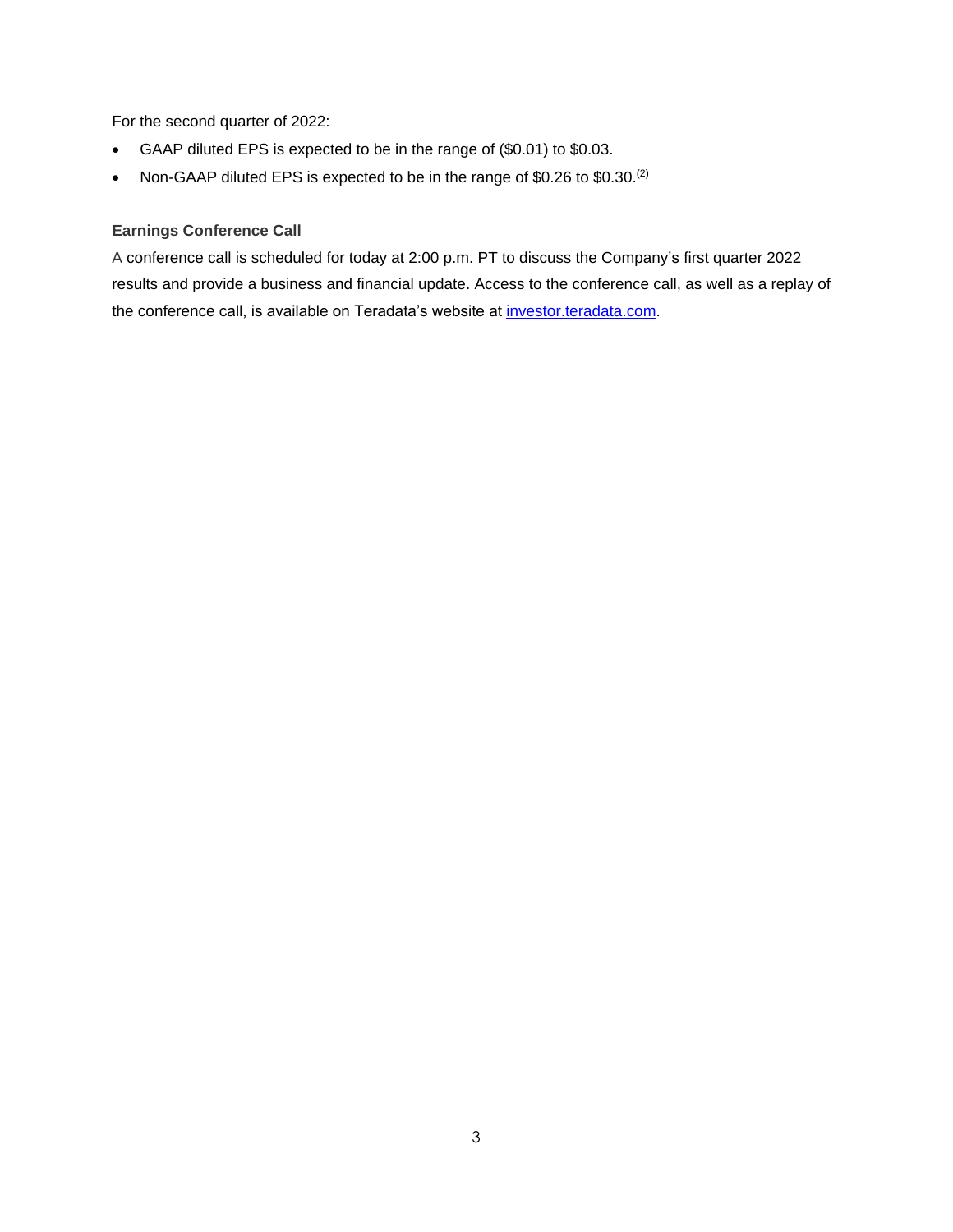For the second quarter of 2022:

- GAAP diluted EPS is expected to be in the range of ($0.01) to $0.03.
- Non-GAAP diluted EPS is expected to be in the range of $0.26 to $0.30.[(2)]

### Earnings Conference Call

A conference call is scheduled for today at 2:00 p.m. PT to discuss the Company's first quarter 2022 results and provide a business and financial update. Access to the conference call, as well as a replay of the conference call, is available on Teradata's website at investor.teradata.com.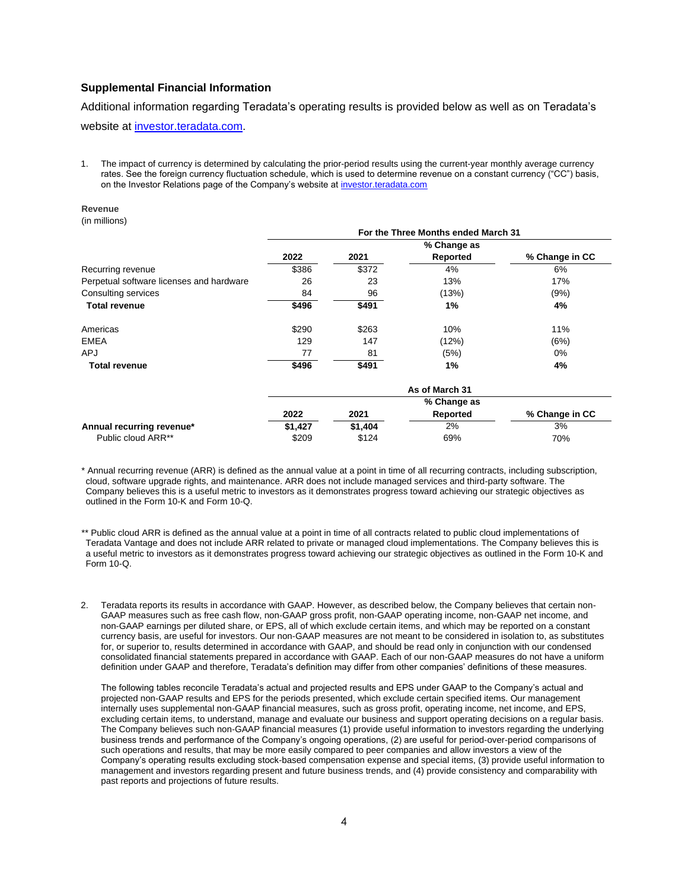## Supplemental Financial Information

Additional information regarding Teradata's operating results is provided below as well as on Teradata's website at [investor.teradata.com](investor.teradata.com).

1. The impact of currency is determined by calculating the prior-period results using the current-year monthly average currency rates. See the foreign currency fluctuation schedule, which is used to determine revenue on a constant currency ("CC") basis, on the Investor Relations page of the Company's website at [investor.teradata.com](investor.teradata.com)

**Revenue**
(in millions)

| | For the Three Months ended March 31 | | | |
|---|---|---|---|---|
| | **2022** | **2021** | **% Change as Reported** | **% Change in CC** |
| Recurring revenue | $386 | $372 | 4% | 6% |
| Perpetual software licenses and hardware | 26 | 23 | 13% | 17% |
| Consulting services | 84 | 96 | (13%) | (9%) |
| **Total revenue** | **$496** | **$491** | **1%** | **4%** |
| | | | | |
| Americas | $290 | $263 | 10% | 11% |
| EMEA | 129 | 147 | (12%) | (6%) |
| APJ | 77 | 81 | (5%) | 0% |
| **Total revenue** | **$496** | **$491** | **1%** | **4%** |

| | As of March 31 | | | |
|---|---|---|---|---|
| | **2022** | **2021** | **% Change as Reported** | **% Change in CC** |
| **Annual recurring revenue*** | **$1,427** | **$1,404** | 2% | 3% |
| Public cloud ARR** | $209 | $124 | 69% | 70% |

\* Annual recurring revenue (ARR) is defined as the annual value at a point in time of all recurring contracts, including subscription, cloud, software upgrade rights, and maintenance. ARR does not include managed services and third-party software. The Company believes this is a useful metric to investors as it demonstrates progress toward achieving our strategic objectives as outlined in the Form 10-K and Form 10-Q.

** Public cloud ARR is defined as the annual value at a point in time of all contracts related to public cloud implementations of Teradata Vantage and does not include ARR related to private or managed cloud implementations. The Company believes this is a useful metric to investors as it demonstrates progress toward achieving our strategic objectives as outlined in the Form 10-K and Form 10-Q.

2. Teradata reports its results in accordance with GAAP. However, as described below, the Company believes that certain non-GAAP measures such as free cash flow, non-GAAP gross profit, non-GAAP operating income, non-GAAP net income, and non-GAAP earnings per diluted share, or EPS, all of which exclude certain items, and which may be reported on a constant currency basis, are useful for investors. Our non-GAAP measures are not meant to be considered in isolation to, as substitutes for, or superior to, results determined in accordance with GAAP, and should be read only in conjunction with our condensed consolidated financial statements prepared in accordance with GAAP. Each of our non-GAAP measures do not have a uniform definition under GAAP and therefore, Teradata's definition may differ from other companies' definitions of these measures.

   The following tables reconcile Teradata's actual and projected results and EPS under GAAP to the Company's actual and projected non-GAAP results and EPS for the periods presented, which exclude certain specified items. Our management internally uses supplemental non-GAAP financial measures, such as gross profit, operating income, net income, and EPS, excluding certain items, to understand, manage and evaluate our business and support operating decisions on a regular basis. The Company believes such non-GAAP financial measures (1) provide useful information to investors regarding the underlying business trends and performance of the Company's ongoing operations, (2) are useful for period-over-period comparisons of such operations and results, that may be more easily compared to peer companies and allow investors a view of the Company's operating results excluding stock-based compensation expense and special items, (3) provide useful information to management and investors regarding present and future business trends, and (4) provide consistency and comparability with past reports and projections of future results.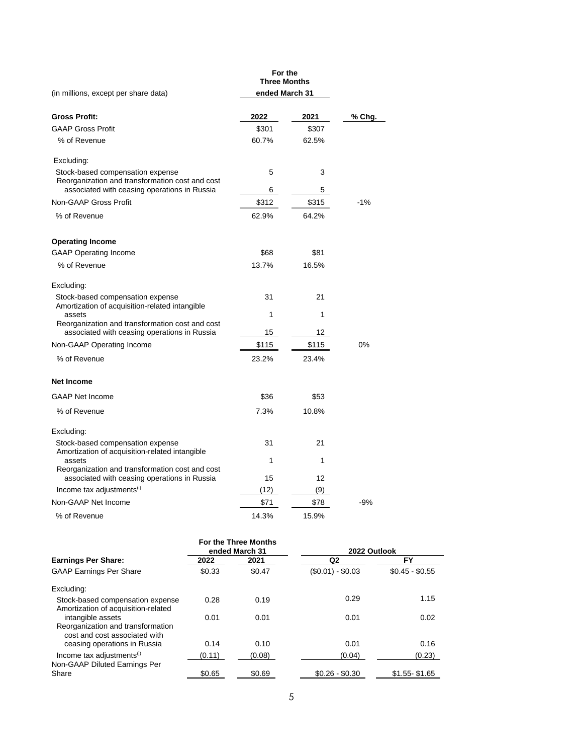| (in millions, except per share data) | For the Three Months ended March 31 | | |
|---|---|---|---|
| **Gross Profit:** | **2022** | **2021** | **% Chg.** |
| GAAP Gross Profit | $301 | $307 | |
| % of Revenue | 60.7% | 62.5% | |
| Excluding: | | | |
| Stock-based compensation expense | 5 | 3 | |
| Reorganization and transformation cost and cost associated with ceasing operations in Russia | 6 | 5 | |
| Non-GAAP Gross Profit | $312 | $315 | -1% |
| % of Revenue | 62.9% | 64.2% | |
| **Operating Income** | | | |
| GAAP Operating Income | $68 | $81 | |
| % of Revenue | 13.7% | 16.5% | |
| Excluding: | | | |
| Stock-based compensation expense | 31 | 21 | |
| Amortization of acquisition-related intangible assets | 1 | 1 | |
| Reorganization and transformation cost and cost associated with ceasing operations in Russia | 15 | 12 | |
| Non-GAAP Operating Income | $115 | $115 | 0% |
| % of Revenue | 23.2% | 23.4% | |
| **Net Income** | | | |
| GAAP Net Income | $36 | $53 | |
| % of Revenue | 7.3% | 10.8% | |
| Excluding: | | | |
| Stock-based compensation expense | 31 | 21 | |
| Amortization of acquisition-related intangible assets | 1 | 1 | |
| Reorganization and transformation cost and cost associated with ceasing operations in Russia | 15 | 12 | |
| Income tax adjustments(i) | (12) | (9) | |
| Non-GAAP Net Income | $71 | $78 | -9% |
| % of Revenue | 14.3% | 15.9% | |

| | For the Three Months ended March 31 | | 2022 Outlook | |
|---|---|---|---|---|
| **Earnings Per Share:** | **2022** | **2021** | **Q2** | **FY** |
| GAAP Earnings Per Share | $0.33 | $0.47 | ($0.01) - $0.03 | $0.45 - $0.55 |
| Excluding: | | | | |
| Stock-based compensation expense | 0.28 | 0.19 | 0.29 | 1.15 |
| Amortization of acquisition-related intangible assets | 0.01 | 0.01 | 0.01 | 0.02 |
| Reorganization and transformation cost and cost associated with ceasing operations in Russia | 0.14 | 0.10 | 0.01 | 0.16 |
| Income tax adjustments(i) | (0.11) | (0.08) | (0.04) | (0.23) |
| Non-GAAP Diluted Earnings Per Share | $0.65 | $0.69 | $0.26 - $0.30 | $1.55- $1.65 |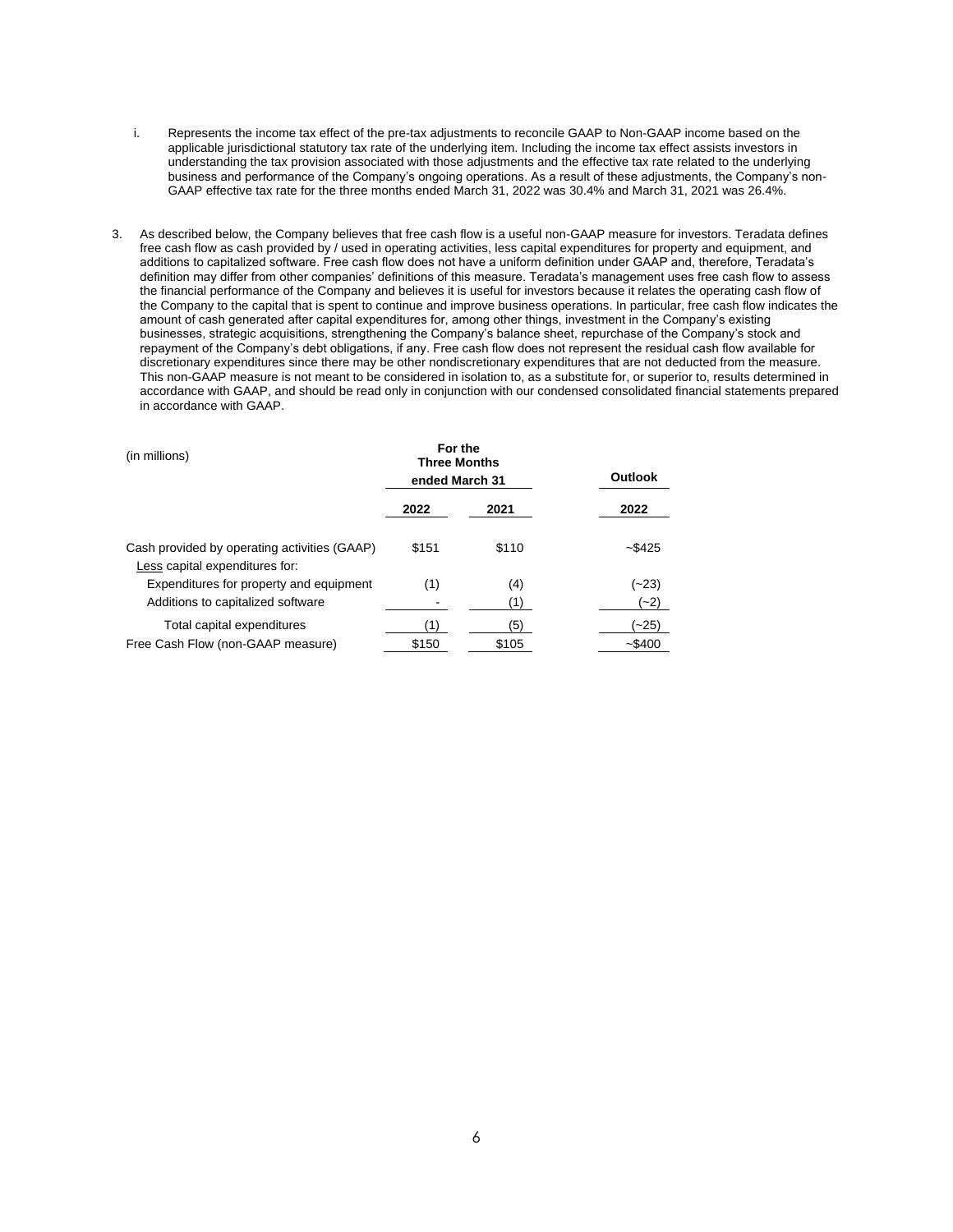i. Represents the income tax effect of the pre-tax adjustments to reconcile GAAP to Non-GAAP income based on the applicable jurisdictional statutory tax rate of the underlying item. Including the income tax effect assists investors in understanding the tax provision associated with those adjustments and the effective tax rate related to the underlying business and performance of the Company's ongoing operations. As a result of these adjustments, the Company's non-GAAP effective tax rate for the three months ended March 31, 2022 was 30.4% and March 31, 2021 was 26.4%.

3. As described below, the Company believes that free cash flow is a useful non-GAAP measure for investors. Teradata defines free cash flow as cash provided by / used in operating activities, less capital expenditures for property and equipment, and additions to capitalized software. Free cash flow does not have a uniform definition under GAAP and, therefore, Teradata's definition may differ from other companies' definitions of this measure. Teradata's management uses free cash flow to assess the financial performance of the Company and believes it is useful for investors because it relates the operating cash flow of the Company to the capital that is spent to continue and improve business operations. In particular, free cash flow indicates the amount of cash generated after capital expenditures for, among other things, investment in the Company's existing businesses, strategic acquisitions, strengthening the Company's balance sheet, repurchase of the Company's stock and repayment of the Company's debt obligations, if any. Free cash flow does not represent the residual cash flow available for discretionary expenditures since there may be other nondiscretionary expenditures that are not deducted from the measure. This non-GAAP measure is not meant to be considered in isolation to, as a substitute for, or superior to, results determined in accordance with GAAP, and should be read only in conjunction with our condensed consolidated financial statements prepared in accordance with GAAP.

| (in millions) | **For the Three Months ended March 31** | | **Outlook** |
|---|---|---|---|
| | **2022** | **2021** | **2022** |
| Cash provided by operating activities (GAAP) | $151 | $110 | ~$425 |
| Less capital expenditures for: | | | |
| Expenditures for property and equipment | (1) | (4) | (~23) |
| Additions to capitalized software | - | (1) | (~2) |
| Total capital expenditures | (1) | (5) | (~25) |
| Free Cash Flow (non-GAAP measure) | $150 | $105 | ~$400 |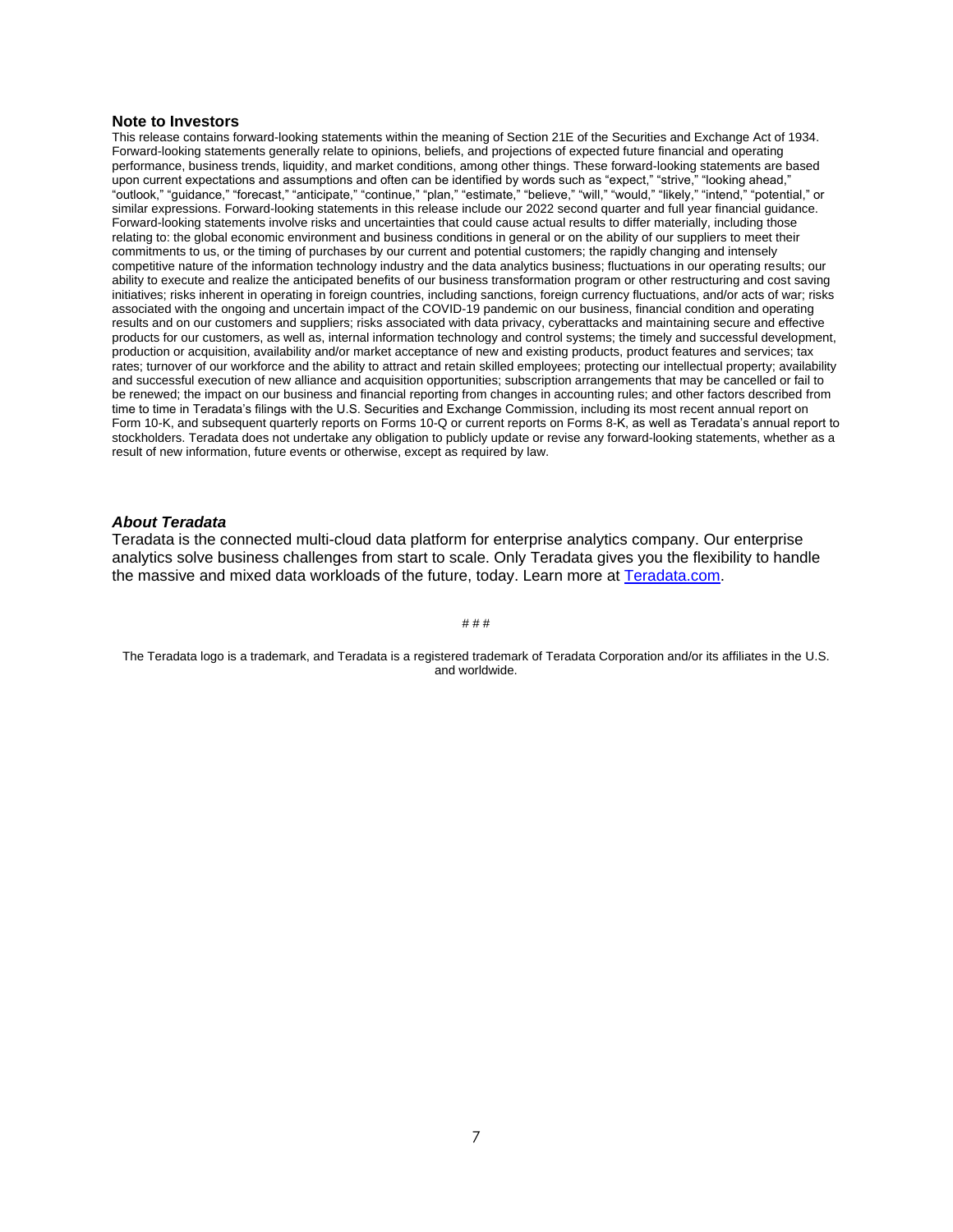**Note to Investors**

This release contains forward-looking statements within the meaning of Section 21E of the Securities and Exchange Act of 1934. Forward-looking statements generally relate to opinions, beliefs, and projections of expected future financial and operating performance, business trends, liquidity, and market conditions, among other things. These forward-looking statements are based upon current expectations and assumptions and often can be identified by words such as "expect," "strive," "looking ahead," "outlook," "guidance," "forecast," "anticipate," "continue," "plan," "estimate," "believe," "will," "would," "likely," "intend," "potential," or similar expressions. Forward-looking statements in this release include our 2022 second quarter and full year financial guidance. Forward-looking statements involve risks and uncertainties that could cause actual results to differ materially, including those relating to: the global economic environment and business conditions in general or on the ability of our suppliers to meet their commitments to us, or the timing of purchases by our current and potential customers; the rapidly changing and intensely competitive nature of the information technology industry and the data analytics business; fluctuations in our operating results; our ability to execute and realize the anticipated benefits of our business transformation program or other restructuring and cost saving initiatives; risks inherent in operating in foreign countries, including sanctions, foreign currency fluctuations, and/or acts of war; risks associated with the ongoing and uncertain impact of the COVID-19 pandemic on our business, financial condition and operating results and on our customers and suppliers; risks associated with data privacy, cyberattacks and maintaining secure and effective products for our customers, as well as, internal information technology and control systems; the timely and successful development, production or acquisition, availability and/or market acceptance of new and existing products, product features and services; tax rates; turnover of our workforce and the ability to attract and retain skilled employees; protecting our intellectual property; availability and successful execution of new alliance and acquisition opportunities; subscription arrangements that may be cancelled or fail to be renewed; the impact on our business and financial reporting from changes in accounting rules; and other factors described from time to time in Teradata's filings with the U.S. Securities and Exchange Commission, including its most recent annual report on Form 10-K, and subsequent quarterly reports on Forms 10-Q or current reports on Forms 8-K, as well as Teradata's annual report to stockholders. Teradata does not undertake any obligation to publicly update or revise any forward-looking statements, whether as a result of new information, future events or otherwise, except as required by law.

***About Teradata***

Teradata is the connected multi-cloud data platform for enterprise analytics company. Our enterprise analytics solve business challenges from start to scale. Only Teradata gives you the flexibility to handle the massive and mixed data workloads of the future, today. Learn more at [Teradata.com](Teradata.com).

# # #

The Teradata logo is a trademark, and Teradata is a registered trademark of Teradata Corporation and/or its affiliates in the U.S. and worldwide.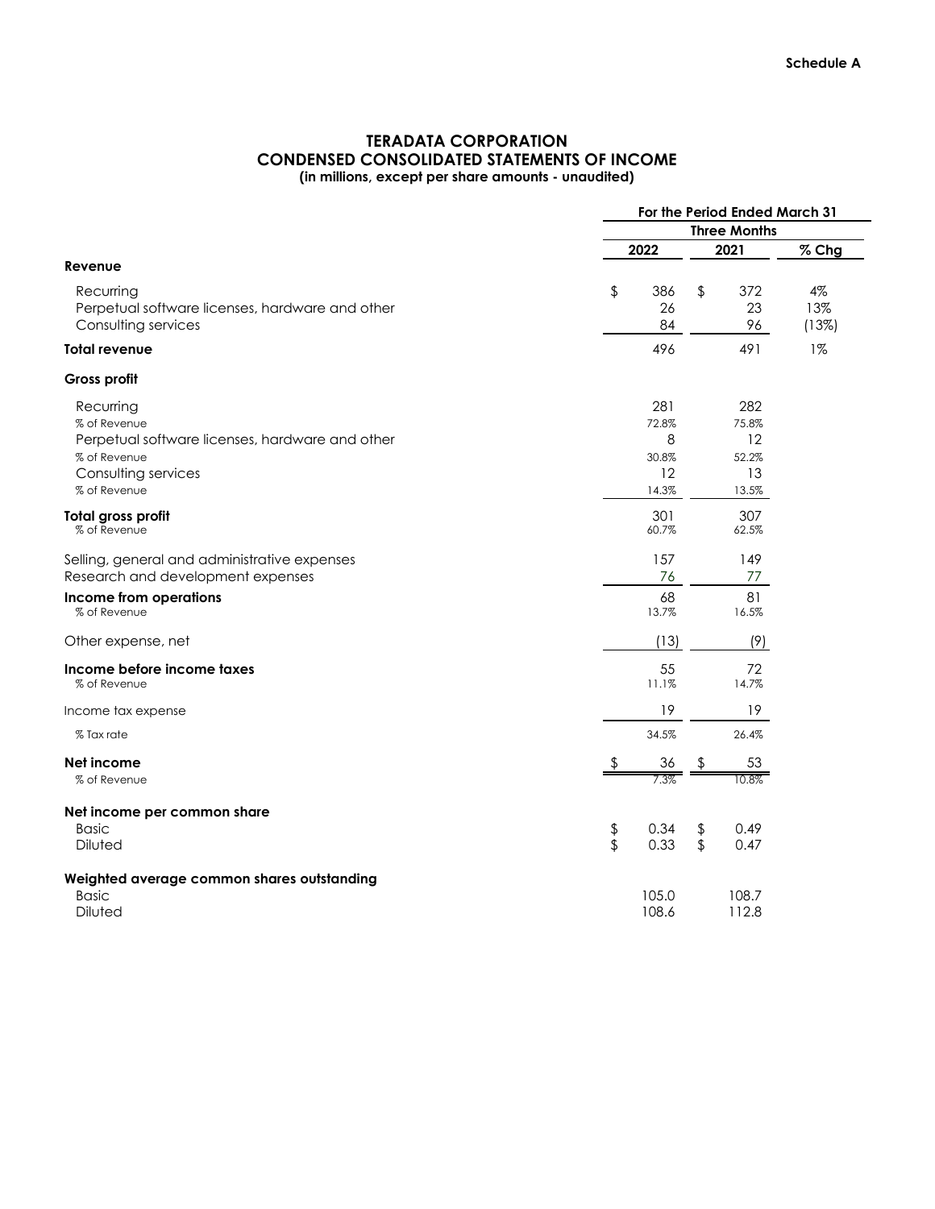**Schedule A**

# TERADATA CORPORATION
## CONDENSED CONSOLIDATED STATEMENTS OF INCOME
**(in millions, except per share amounts - unaudited)**

| | For the Period Ended March 31 | | |
|---|---|---|---|
| | Three Months | | |
| | 2022 | 2021 | % Chg |
| **Revenue** | | | |
| Recurring | $ 386 | $ 372 | 4% |
| Perpetual software licenses, hardware and other | 26 | 23 | 13% |
| Consulting services | 84 | 96 | (13%) |
| **Total revenue** | 496 | 491 | 1% |
| **Gross profit** | | | |
| Recurring | 281 | 282 | |
| % of Revenue | 72.8% | 75.8% | |
| Perpetual software licenses, hardware and other | 8 | 12 | |
| % of Revenue | 30.8% | 52.2% | |
| Consulting services | 12 | 13 | |
| % of Revenue | 14.3% | 13.5% | |
| **Total gross profit** | 301 | 307 | |
| % of Revenue | 60.7% | 62.5% | |
| Selling, general and administrative expenses | 157 | 149 | |
| Research and development expenses | 76 | 77 | |
| **Income from operations** | 68 | 81 | |
| % of Revenue | 13.7% | 16.5% | |
| Other expense, net | (13) | (9) | |
| **Income before income taxes** | 55 | 72 | |
| % of Revenue | 11.1% | 14.7% | |
| Income tax expense | 19 | 19 | |
| % Tax rate | 34.5% | 26.4% | |
| **Net income** | $ 36 | $ 53 | |
| % of Revenue | 7.3% | 10.8% | |
| **Net income per common share** | | | |
| Basic | $ 0.34 | $ 0.49 | |
| Diluted | $ 0.33 | $ 0.47 | |
| **Weighted average common shares outstanding** | | | |
| Basic | 105.0 | 108.7 | |
| Diluted | 108.6 | 112.8 | |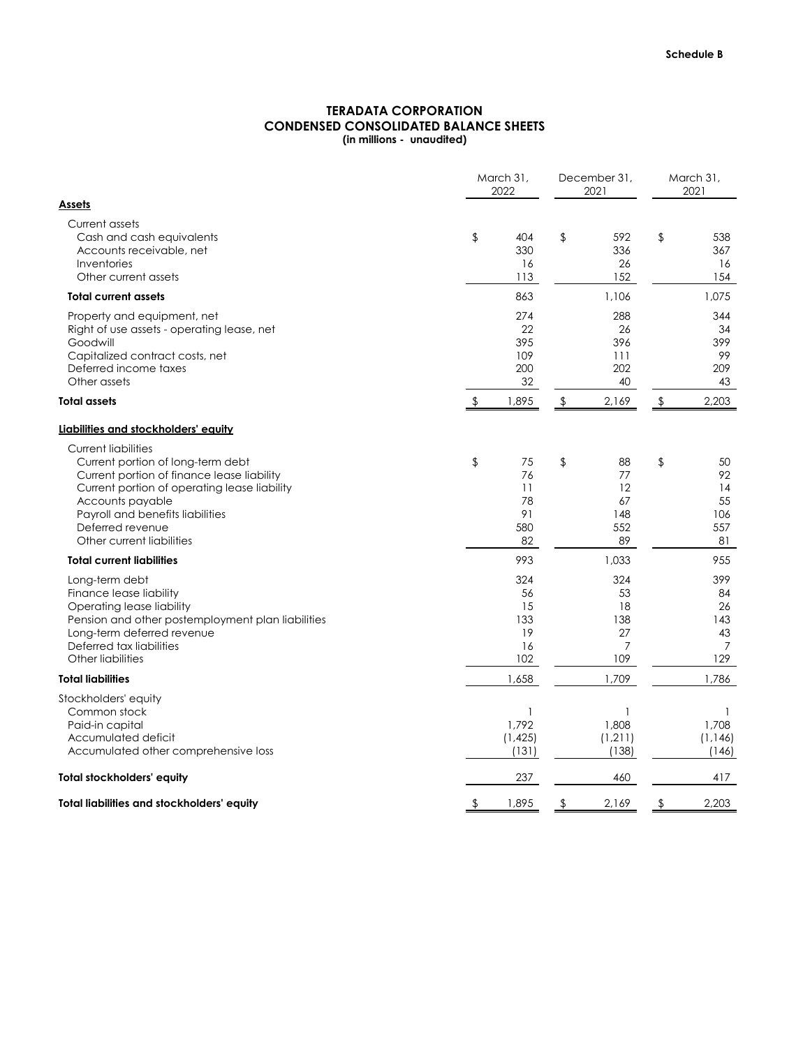**Schedule B**

# TERADATA CORPORATION
## CONDENSED CONSOLIDATED BALANCE SHEETS
**(in millions - unaudited)**

| | March 31, 2022 | December 31, 2021 | March 31, 2021 |
|---|---|---|---|
| **Assets** | | | |
| Current assets | | | |
| Cash and cash equivalents | $ 404 | $ 592 | $ 538 |
| Accounts receivable, net | 330 | 336 | 367 |
| Inventories | 16 | 26 | 16 |
| Other current assets | 113 | 152 | 154 |
| **Total current assets** | 863 | 1,106 | 1,075 |
| Property and equipment, net | 274 | 288 | 344 |
| Right of use assets - operating lease, net | 22 | 26 | 34 |
| Goodwill | 395 | 396 | 399 |
| Capitalized contract costs, net | 109 | 111 | 99 |
| Deferred income taxes | 200 | 202 | 209 |
| Other assets | 32 | 40 | 43 |
| **Total assets** | $ 1,895 | $ 2,169 | $ 2,203 |
| **Liabilities and stockholders' equity** | | | |
| Current liabilities | | | |
| Current portion of long-term debt | $ 75 | $ 88 | $ 50 |
| Current portion of finance lease liability | 76 | 77 | 92 |
| Current portion of operating lease liability | 11 | 12 | 14 |
| Accounts payable | 78 | 67 | 55 |
| Payroll and benefits liabilities | 91 | 148 | 106 |
| Deferred revenue | 580 | 552 | 557 |
| Other current liabilities | 82 | 89 | 81 |
| **Total current liabilities** | 993 | 1,033 | 955 |
| Long-term debt | 324 | 324 | 399 |
| Finance lease liability | 56 | 53 | 84 |
| Operating lease liability | 15 | 18 | 26 |
| Pension and other postemployment plan liabilities | 133 | 138 | 143 |
| Long-term deferred revenue | 19 | 27 | 43 |
| Deferred tax liabilities | 16 | 7 | 7 |
| Other liabilities | 102 | 109 | 129 |
| **Total liabilities** | 1,658 | 1,709 | 1,786 |
| Stockholders' equity | | | |
| Common stock | 1 | 1 | 1 |
| Paid-in capital | 1,792 | 1,808 | 1,708 |
| Accumulated deficit | (1,425) | (1,211) | (1,146) |
| Accumulated other comprehensive loss | (131) | (138) | (146) |
| **Total stockholders' equity** | 237 | 460 | 417 |
| **Total liabilities and stockholders' equity** | $ 1,895 | $ 2,169 | $ 2,203 |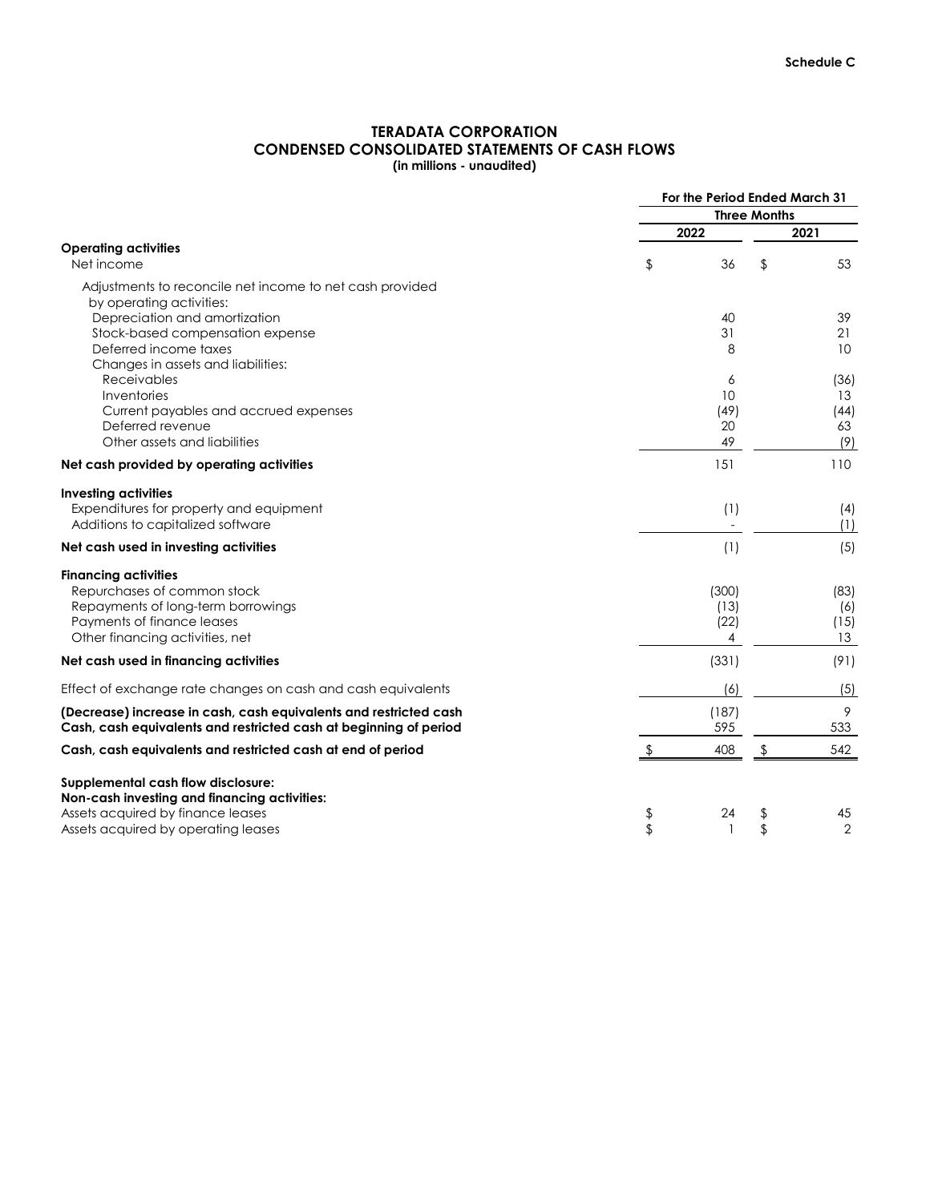**Schedule C**

# TERADATA CORPORATION
## CONDENSED CONSOLIDATED STATEMENTS OF CASH FLOWS
**(in millions - unaudited)**

| | For the Period Ended March 31 | |
|---|---|---|
| | Three Months | |
| | 2022 | 2021 |
| **Operating activities** | | |
| Net income | $ 36 | $ 53 |
| Adjustments to reconcile net income to net cash provided by operating activities: | | |
| Depreciation and amortization | 40 | 39 |
| Stock-based compensation expense | 31 | 21 |
| Deferred income taxes | 8 | 10 |
| Changes in assets and liabilities: | | |
| Receivables | 6 | (36) |
| Inventories | 10 | 13 |
| Current payables and accrued expenses | (49) | (44) |
| Deferred revenue | 20 | 63 |
| Other assets and liabilities | 49 | (9) |
| **Net cash provided by operating activities** | 151 | 110 |
| **Investing activities** | | |
| Expenditures for property and equipment | (1) | (4) |
| Additions to capitalized software | - | (1) |
| **Net cash used in investing activities** | (1) | (5) |
| **Financing activities** | | |
| Repurchases of common stock | (300) | (83) |
| Repayments of long-term borrowings | (13) | (6) |
| Payments of finance leases | (22) | (15) |
| Other financing activities, net | 4 | 13 |
| **Net cash used in financing activities** | (331) | (91) |
| Effect of exchange rate changes on cash and cash equivalents | (6) | (5) |
| **(Decrease) increase in cash, cash equivalents and restricted cash** | (187) | 9 |
| **Cash, cash equivalents and restricted cash at beginning of period** | 595 | 533 |
| **Cash, cash equivalents and restricted cash at end of period** | $ 408 | $ 542 |
| **Supplemental cash flow disclosure:** | | |
| **Non-cash investing and financing activities:** | | |
| Assets acquired by finance leases | $ 24 | $ 45 |
| Assets acquired by operating leases | $ 1 | $ 2 |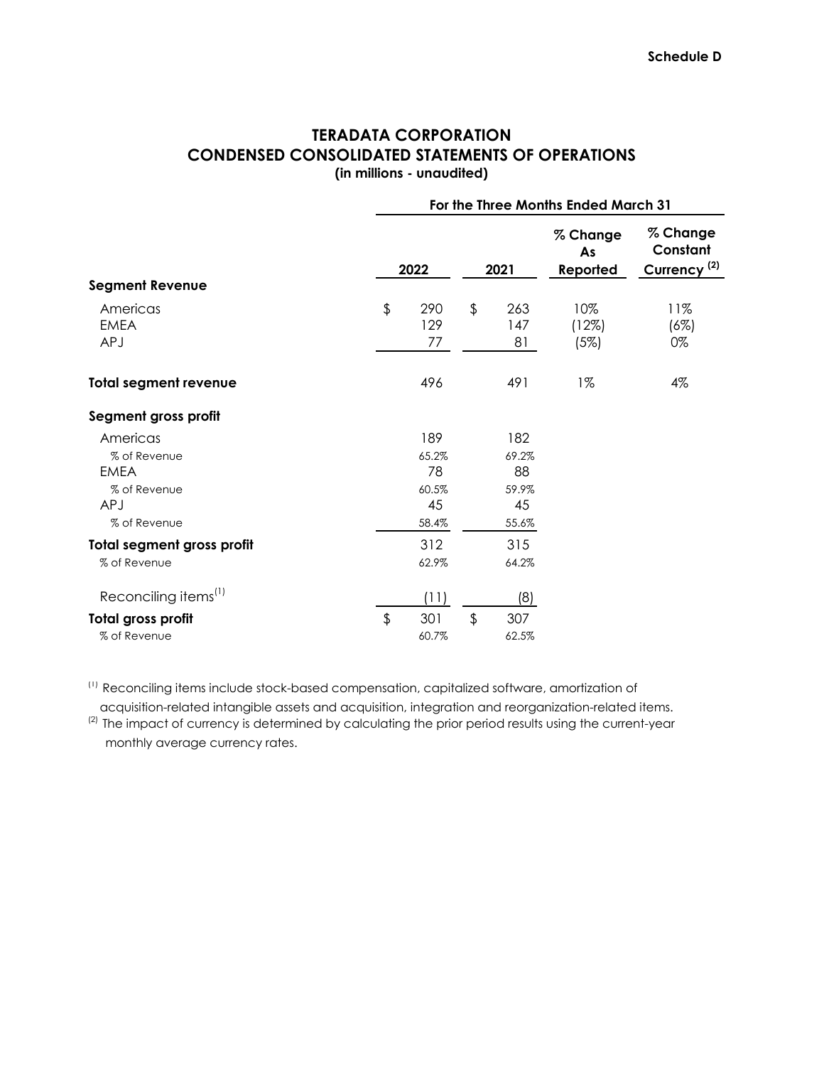Schedule D

# TERADATA CORPORATION
## CONDENSED CONSOLIDATED STATEMENTS OF OPERATIONS
**(in millions - unaudited)**

| | For the Three Months Ended March 31 | | | |
|---|---|---|---|---|
| | 2022 | 2021 | % Change As Reported | % Change Constant Currency [(2)] |
| **Segment Revenue** | | | | |
| Americas | $ 290 | $ 263 | 10% | 11% |
| EMEA | 129 | 147 | (12%) | (6%) |
| APJ | 77 | 81 | (5%) | 0% |
| **Total segment revenue** | 496 | 491 | 1% | 4% |
| **Segment gross profit** | | | | |
| Americas | 189 | 182 | | |
| % of Revenue | 65.2% | 69.2% | | |
| EMEA | 78 | 88 | | |
| % of Revenue | 60.5% | 59.9% | | |
| APJ | 45 | 45 | | |
| % of Revenue | 58.4% | 55.6% | | |
| **Total segment gross profit** | 312 | 315 | | |
| % of Revenue | 62.9% | 64.2% | | |
| Reconciling items[(1)] | (11) | (8) | | |
| **Total gross profit** | $ 301 | $ 307 | | |
| % of Revenue | 60.7% | 62.5% | | |

(1) Reconciling items include stock-based compensation, capitalized software, amortization of acquisition-related intangible assets and acquisition, integration and reorganization-related items.

(2) The impact of currency is determined by calculating the prior period results using the current-year monthly average currency rates.